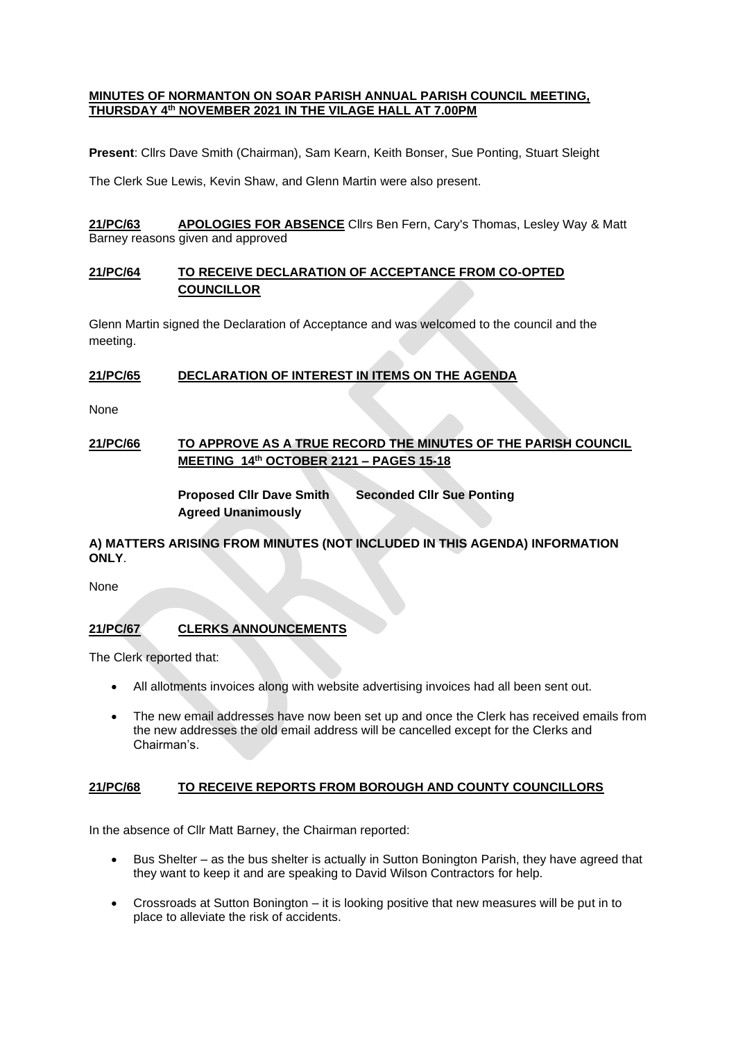**MINUTES OF NORMANTON ON SOAR PARISH ANNUAL PARISH COUNCIL MEETING, THURSDAY 4th NOVEMBER 2021 IN THE VILAGE HALL AT 7.00PM**

**Present**: Cllrs Dave Smith (Chairman), Sam Kearn, Keith Bonser, Sue Ponting, Stuart Sleight

The Clerk Sue Lewis, Kevin Shaw, and Glenn Martin were also present.

**21/PC/63 APOLOGIES FOR ABSENCE** Cllrs Ben Fern, Cary's Thomas, Lesley Way & Matt Barney reasons given and approved

**21/PC/64 TO RECEIVE DECLARATION OF ACCEPTANCE FROM CO-OPTED COUNCILLOR**

Glenn Martin signed the Declaration of Acceptance and was welcomed to the council and the meeting.

**21/PC/65 DECLARATION OF INTEREST IN ITEMS ON THE AGENDA**

None

**21/PC/66 TO APPROVE AS A TRUE RECORD THE MINUTES OF THE PARISH COUNCIL MEETING 14th OCTOBER 2121 – PAGES 15-18**

**Proposed Cllr Dave Smith Seconded Cllr Sue Ponting**
**Agreed Unanimously**

**A) MATTERS ARISING FROM MINUTES (NOT INCLUDED IN THIS AGENDA) INFORMATION ONLY**.

None

**21/PC/67 CLERKS ANNOUNCEMENTS**

The Clerk reported that:

- All allotments invoices along with website advertising invoices had all been sent out.
- The new email addresses have now been set up and once the Clerk has received emails from the new addresses the old email address will be cancelled except for the Clerks and Chairman's.

**21/PC/68 TO RECEIVE REPORTS FROM BOROUGH AND COUNTY COUNCILLORS**

In the absence of Cllr Matt Barney, the Chairman reported:

- Bus Shelter – as the bus shelter is actually in Sutton Bonington Parish, they have agreed that they want to keep it and are speaking to David Wilson Contractors for help.
- Crossroads at Sutton Bonington – it is looking positive that new measures will be put in to place to alleviate the risk of accidents.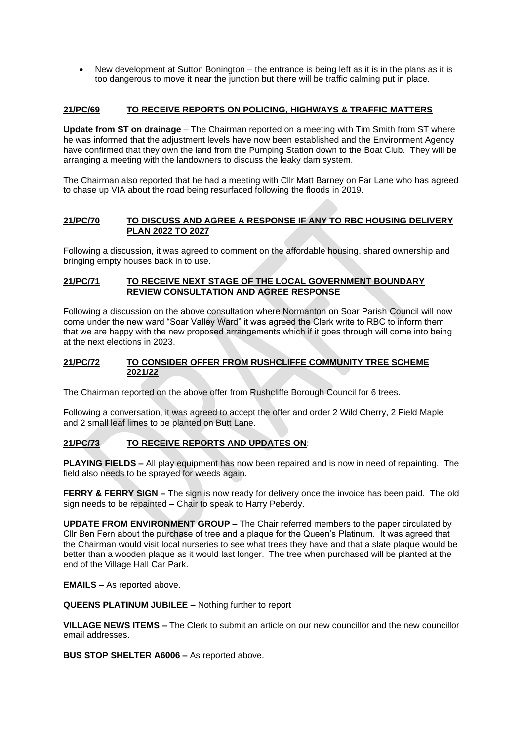- New development at Sutton Bonington – the entrance is being left as it is in the plans as it is too dangerous to move it near the junction but there will be traffic calming put in place.

## 21/PC/69 TO RECEIVE REPORTS ON POLICING, HIGHWAYS & TRAFFIC MATTERS

**Update from ST on drainage** – The Chairman reported on a meeting with Tim Smith from ST where he was informed that the adjustment levels have now been established and the Environment Agency have confirmed that they own the land from the Pumping Station down to the Boat Club. They will be arranging a meeting with the landowners to discuss the leaky dam system.

The Chairman also reported that he had a meeting with Cllr Matt Barney on Far Lane who has agreed to chase up VIA about the road being resurfaced following the floods in 2019.

## 21/PC/70 TO DISCUSS AND AGREE A RESPONSE IF ANY TO RBC HOUSING DELIVERY PLAN 2022 TO 2027

Following a discussion, it was agreed to comment on the affordable housing, shared ownership and bringing empty houses back in to use.

## 21/PC/71 TO RECEIVE NEXT STAGE OF THE LOCAL GOVERNMENT BOUNDARY REVIEW CONSULTATION AND AGREE RESPONSE

Following a discussion on the above consultation where Normanton on Soar Parish Council will now come under the new ward "Soar Valley Ward" it was agreed the Clerk write to RBC to inform them that we are happy with the new proposed arrangements which if it goes through will come into being at the next elections in 2023.

## 21/PC/72 TO CONSIDER OFFER FROM RUSHCLIFFE COMMUNITY TREE SCHEME 2021/22

The Chairman reported on the above offer from Rushcliffe Borough Council for 6 trees.

Following a conversation, it was agreed to accept the offer and order 2 Wild Cherry, 2 Field Maple and 2 small leaf limes to be planted on Butt Lane.

## 21/PC/73 TO RECEIVE REPORTS AND UPDATES ON:

**PLAYING FIELDS –** All play equipment has now been repaired and is now in need of repainting. The field also needs to be sprayed for weeds again.

**FERRY & FERRY SIGN –** The sign is now ready for delivery once the invoice has been paid. The old sign needs to be repainted – Chair to speak to Harry Peberdy.

**UPDATE FROM ENVIRONMENT GROUP –** The Chair referred members to the paper circulated by Cllr Ben Fern about the purchase of tree and a plaque for the Queen's Platinum. It was agreed that the Chairman would visit local nurseries to see what trees they have and that a slate plaque would be better than a wooden plaque as it would last longer. The tree when purchased will be planted at the end of the Village Hall Car Park.

**EMAILS –** As reported above.

**QUEENS PLATINUM JUBILEE –** Nothing further to report

**VILLAGE NEWS ITEMS –** The Clerk to submit an article on our new councillor and the new councillor email addresses.

**BUS STOP SHELTER A6006 –** As reported above.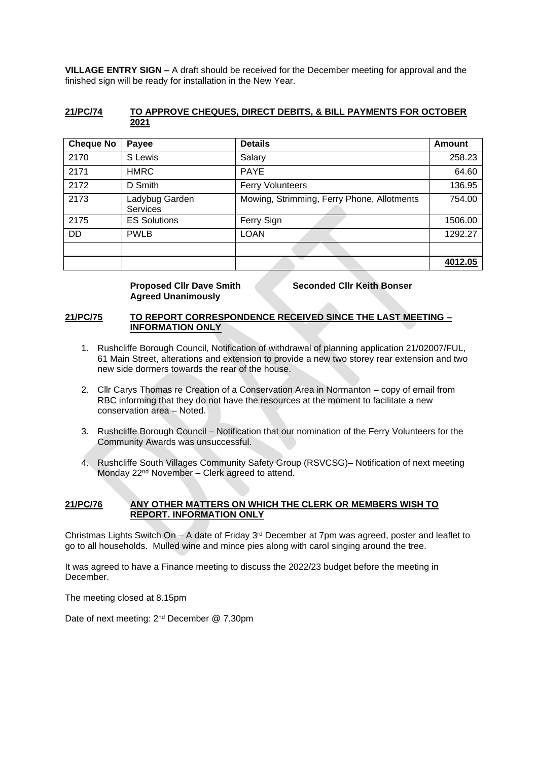**VILLAGE ENTRY SIGN –** A draft should be received for the December meeting for approval and the finished sign will be ready for installation in the New Year.

## 21/PC/74 TO APPROVE CHEQUES, DIRECT DEBITS, & BILL PAYMENTS FOR OCTOBER 2021

| Cheque No | Payee | Details | Amount |
|---|---|---|---|
| 2170 | S Lewis | Salary | 258.23 |
| 2171 | HMRC | PAYE | 64.60 |
| 2172 | D Smith | Ferry Volunteers | 136.95 |
| 2173 | Ladybug Garden Services | Mowing, Strimming, Ferry Phone, Allotments | 754.00 |
| 2175 | ES Solutions | Ferry Sign | 1506.00 |
| DD | PWLB | LOAN | 1292.27 |
| | | | |
| | | | **4012.05** |

**Proposed Cllr Dave Smith** **Seconded Cllr Keith Bonser**
**Agreed Unanimously**

## 21/PC/75 TO REPORT CORRESPONDENCE RECEIVED SINCE THE LAST MEETING – INFORMATION ONLY

1. Rushcliffe Borough Council, Notification of withdrawal of planning application 21/02007/FUL, 61 Main Street, alterations and extension to provide a new two storey rear extension and two new side dormers towards the rear of the house.

2. Cllr Carys Thomas re Creation of a Conservation Area in Normanton – copy of email from RBC informing that they do not have the resources at the moment to facilitate a new conservation area – Noted.

3. Rushcliffe Borough Council – Notification that our nomination of the Ferry Volunteers for the Community Awards was unsuccessful.

4. Rushcliffe South Villages Community Safety Group (RSVCSG)– Notification of next meeting Monday 22nd November – Clerk agreed to attend.

## 21/PC/76 ANY OTHER MATTERS ON WHICH THE CLERK OR MEMBERS WISH TO REPORT. INFORMATION ONLY

Christmas Lights Switch On – A date of Friday 3rd December at 7pm was agreed, poster and leaflet to go to all households. Mulled wine and mince pies along with carol singing around the tree.

It was agreed to have a Finance meeting to discuss the 2022/23 budget before the meeting in December.

The meeting closed at 8.15pm

Date of next meeting: 2nd December @ 7.30pm